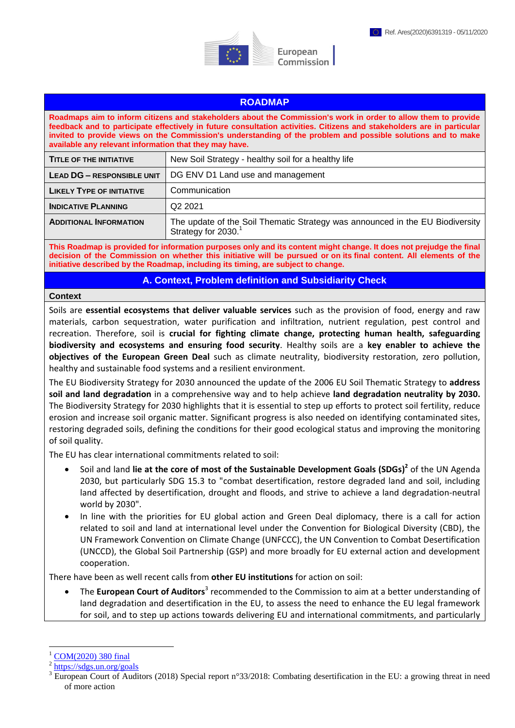Ref. Ares(2020)6391319 - 05/11/2020

European Commission

## ROADMAP

**Roadmaps aim to inform citizens and stakeholders about the Commission's work in order to allow them to provide feedback and to participate effectively in future consultation activities. Citizens and stakeholders are in particular invited to provide views on the Commission's understanding of the problem and possible solutions and to make available any relevant information that they may have.**

| | |
|---|---|
| **TITLE OF THE INITIATIVE** | New Soil Strategy - healthy soil for a healthy life |
| **LEAD DG – RESPONSIBLE UNIT** | DG ENV D1 Land use and management |
| **LIKELY TYPE OF INITIATIVE** | Communication |
| **INDICATIVE PLANNING** | Q2 2021 |
| **ADDITIONAL INFORMATION** | The update of the Soil Thematic Strategy was announced in the EU Biodiversity Strategy for 2030.[1] |

**This Roadmap is provided for information purposes only and its content might change. It does not prejudge the final decision of the Commission on whether this initiative will be pursued or on its final content. All elements of the initiative described by the Roadmap, including its timing, are subject to change.**

## A. Context, Problem definition and Subsidiarity Check

### Context

Soils are **essential ecosystems that deliver valuable services** such as the provision of food, energy and raw materials, carbon sequestration, water purification and infiltration, nutrient regulation, pest control and recreation. Therefore, soil is **crucial for fighting climate change, protecting human health, safeguarding biodiversity and ecosystems and ensuring food security**. Healthy soils are a **key enabler to achieve the objectives of the European Green Deal** such as climate neutrality, biodiversity restoration, zero pollution, healthy and sustainable food systems and a resilient environment.

The EU Biodiversity Strategy for 2030 announced the update of the 2006 EU Soil Thematic Strategy to **address soil and land degradation** in a comprehensive way and to help achieve **land degradation neutrality by 2030.** The Biodiversity Strategy for 2030 highlights that it is essential to step up efforts to protect soil fertility, reduce erosion and increase soil organic matter. Significant progress is also needed on identifying contaminated sites, restoring degraded soils, defining the conditions for their good ecological status and improving the monitoring of soil quality.

The EU has clear international commitments related to soil:

- Soil and land **lie at the core of most of the Sustainable Development Goals (SDGs)**[2] of the UN Agenda 2030, but particularly SDG 15.3 to "combat desertification, restore degraded land and soil, including land affected by desertification, drought and floods, and strive to achieve a land degradation-neutral world by 2030".
- In line with the priorities for EU global action and Green Deal diplomacy, there is a call for action related to soil and land at international level under the Convention for Biological Diversity (CBD), the UN Framework Convention on Climate Change (UNFCCC), the UN Convention to Combat Desertification (UNCCD), the Global Soil Partnership (GSP) and more broadly for EU external action and development cooperation.

There have been as well recent calls from **other EU institutions** for action on soil:

- The **European Court of Auditors**[3] recommended to the Commission to aim at a better understanding of land degradation and desertification in the EU, to assess the need to enhance the EU legal framework for soil, and to step up actions towards delivering EU and international commitments, and particularly

---

[1] COM(2020) 380 final

[2] https://sdgs.un.org/goals

[3] European Court of Auditors (2018) Special report n°33/2018: Combating desertification in the EU: a growing threat in need of more action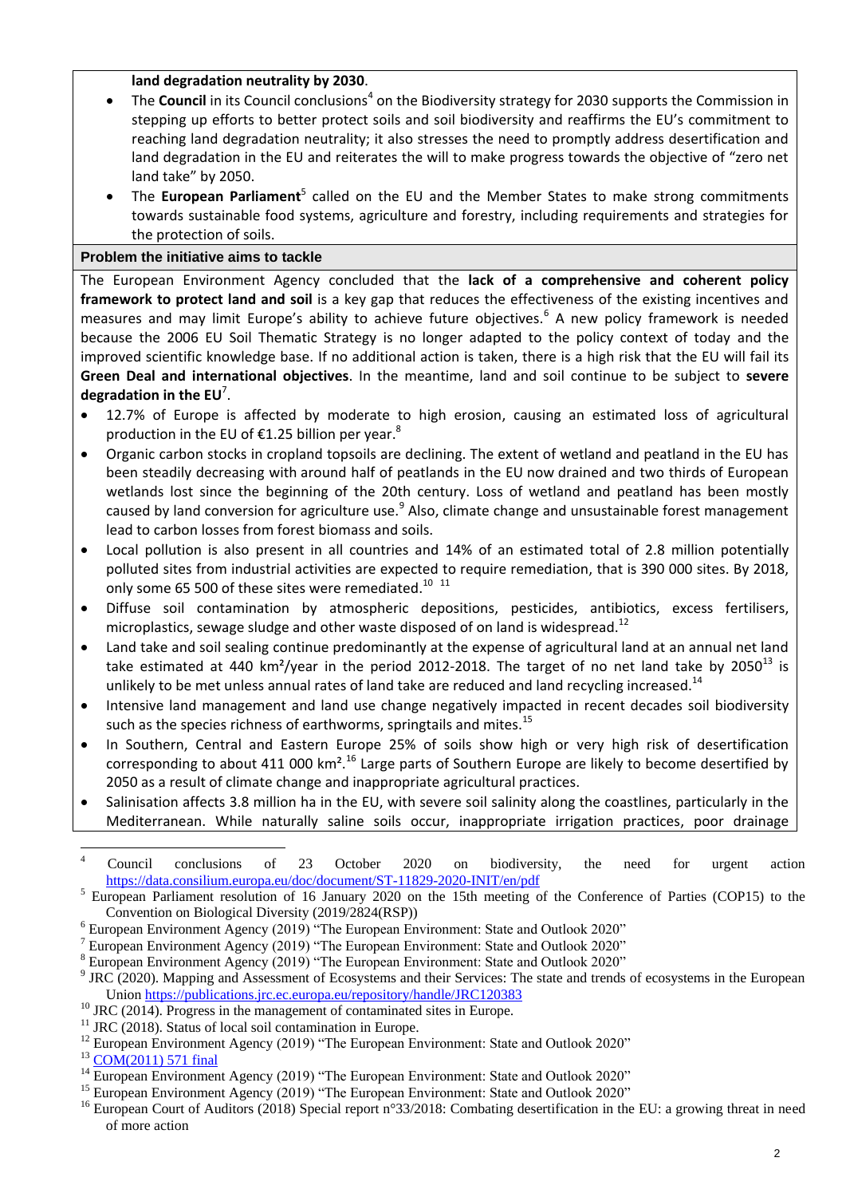**land degradation neutrality by 2030**.

- The **Council** in its Council conclusions[4] on the Biodiversity strategy for 2030 supports the Commission in stepping up efforts to better protect soils and soil biodiversity and reaffirms the EU's commitment to reaching land degradation neutrality; it also stresses the need to promptly address desertification and land degradation in the EU and reiterates the will to make progress towards the objective of "zero net land take" by 2050.
- The **European Parliament**[5] called on the EU and the Member States to make strong commitments towards sustainable food systems, agriculture and forestry, including requirements and strategies for the protection of soils.

## Problem the initiative aims to tackle

The European Environment Agency concluded that the **lack of a comprehensive and coherent policy framework to protect land and soil** is a key gap that reduces the effectiveness of the existing incentives and measures and may limit Europe's ability to achieve future objectives.[6] A new policy framework is needed because the 2006 EU Soil Thematic Strategy is no longer adapted to the policy context of today and the improved scientific knowledge base. If no additional action is taken, there is a high risk that the EU will fail its **Green Deal and international objectives**. In the meantime, land and soil continue to be subject to **severe degradation in the EU**[7].

- 12.7% of Europe is affected by moderate to high erosion, causing an estimated loss of agricultural production in the EU of €1.25 billion per year.[8]
- Organic carbon stocks in cropland topsoils are declining. The extent of wetland and peatland in the EU has been steadily decreasing with around half of peatlands in the EU now drained and two thirds of European wetlands lost since the beginning of the 20th century. Loss of wetland and peatland has been mostly caused by land conversion for agriculture use.[9] Also, climate change and unsustainable forest management lead to carbon losses from forest biomass and soils.
- Local pollution is also present in all countries and 14% of an estimated total of 2.8 million potentially polluted sites from industrial activities are expected to require remediation, that is 390 000 sites. By 2018, only some 65 500 of these sites were remediated.[10] [11]
- Diffuse soil contamination by atmospheric depositions, pesticides, antibiotics, excess fertilisers, microplastics, sewage sludge and other waste disposed of on land is widespread.[12]
- Land take and soil sealing continue predominantly at the expense of agricultural land at an annual net land take estimated at 440 km²/year in the period 2012-2018. The target of no net land take by 2050[13] is unlikely to be met unless annual rates of land take are reduced and land recycling increased.[14]
- Intensive land management and land use change negatively impacted in recent decades soil biodiversity such as the species richness of earthworms, springtails and mites.[15]
- In Southern, Central and Eastern Europe 25% of soils show high or very high risk of desertification corresponding to about 411 000 km².[16] Large parts of Southern Europe are likely to become desertified by 2050 as a result of climate change and inappropriate agricultural practices.
- Salinisation affects 3.8 million ha in the EU, with severe soil salinity along the coastlines, particularly in the Mediterranean. While naturally saline soils occur, inappropriate irrigation practices, poor drainage

---

[4] Council conclusions of 23 October 2020 on biodiversity, the need for urgent action https://data.consilium.europa.eu/doc/document/ST-11829-2020-INIT/en/pdf

[5] European Parliament resolution of 16 January 2020 on the 15th meeting of the Conference of Parties (COP15) to the Convention on Biological Diversity (2019/2824(RSP))

[6] European Environment Agency (2019) "The European Environment: State and Outlook 2020"

[7] European Environment Agency (2019) "The European Environment: State and Outlook 2020"

[8] European Environment Agency (2019) "The European Environment: State and Outlook 2020"

[9] JRC (2020). Mapping and Assessment of Ecosystems and their Services: The state and trends of ecosystems in the European Union https://publications.jrc.ec.europa.eu/repository/handle/JRC120383

[10] JRC (2014). Progress in the management of contaminated sites in Europe.

[11] JRC (2018). Status of local soil contamination in Europe.

[12] European Environment Agency (2019) "The European Environment: State and Outlook 2020"

[13] COM(2011) 571 final

[14] European Environment Agency (2019) "The European Environment: State and Outlook 2020"

[15] European Environment Agency (2019) "The European Environment: State and Outlook 2020"

[16] European Court of Auditors (2018) Special report n°33/2018: Combating desertification in the EU: a growing threat in need of more action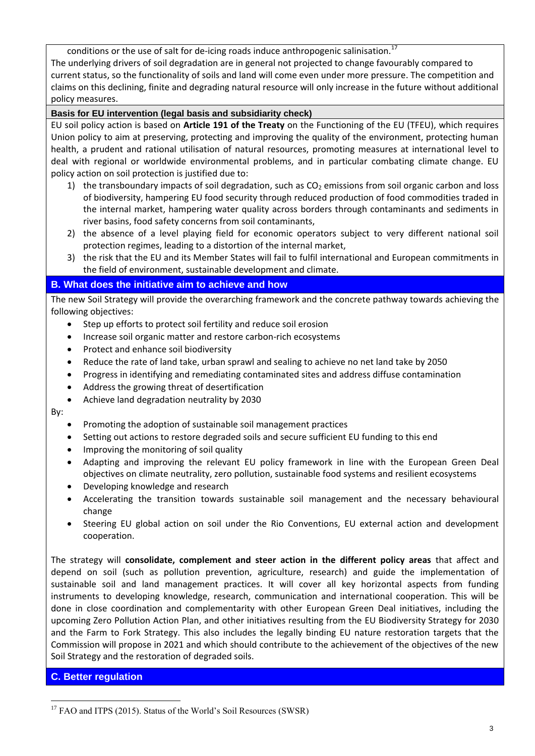conditions or the use of salt for de-icing roads induce anthropogenic salinisation.[17]

The underlying drivers of soil degradation are in general not projected to change favourably compared to current status, so the functionality of soils and land will come even under more pressure. The competition and claims on this declining, finite and degrading natural resource will only increase in the future without additional policy measures.

**Basis for EU intervention (legal basis and subsidiarity check)**

EU soil policy action is based on **Article 191 of the Treaty** on the Functioning of the EU (TFEU), which requires Union policy to aim at preserving, protecting and improving the quality of the environment, protecting human health, a prudent and rational utilisation of natural resources, promoting measures at international level to deal with regional or worldwide environmental problems, and in particular combating climate change. EU policy action on soil protection is justified due to:

1) the transboundary impacts of soil degradation, such as $CO_2$ emissions from soil organic carbon and loss of biodiversity, hampering EU food security through reduced production of food commodities traded in the internal market, hampering water quality across borders through contaminants and sediments in river basins, food safety concerns from soil contaminants,
2) the absence of a level playing field for economic operators subject to very different national soil protection regimes, leading to a distortion of the internal market,
3) the risk that the EU and its Member States will fail to fulfil international and European commitments in the field of environment, sustainable development and climate.

## B. What does the initiative aim to achieve and how

The new Soil Strategy will provide the overarching framework and the concrete pathway towards achieving the following objectives:

- Step up efforts to protect soil fertility and reduce soil erosion
- Increase soil organic matter and restore carbon-rich ecosystems
- Protect and enhance soil biodiversity
- Reduce the rate of land take, urban sprawl and sealing to achieve no net land take by 2050
- Progress in identifying and remediating contaminated sites and address diffuse contamination
- Address the growing threat of desertification
- Achieve land degradation neutrality by 2030

By:

- Promoting the adoption of sustainable soil management practices
- Setting out actions to restore degraded soils and secure sufficient EU funding to this end
- Improving the monitoring of soil quality
- Adapting and improving the relevant EU policy framework in line with the European Green Deal objectives on climate neutrality, zero pollution, sustainable food systems and resilient ecosystems
- Developing knowledge and research
- Accelerating the transition towards sustainable soil management and the necessary behavioural change
- Steering EU global action on soil under the Rio Conventions, EU external action and development cooperation.

The strategy will **consolidate, complement and steer action in the different policy areas** that affect and depend on soil (such as pollution prevention, agriculture, research) and guide the implementation of sustainable soil and land management practices. It will cover all key horizontal aspects from funding instruments to developing knowledge, research, communication and international cooperation. This will be done in close coordination and complementarity with other European Green Deal initiatives, including the upcoming Zero Pollution Action Plan, and other initiatives resulting from the EU Biodiversity Strategy for 2030 and the Farm to Fork Strategy. This also includes the legally binding EU nature restoration targets that the Commission will propose in 2021 and which should contribute to the achievement of the objectives of the new Soil Strategy and the restoration of degraded soils.

## C. Better regulation

[17] FAO and ITPS (2015). Status of the World's Soil Resources (SWSR)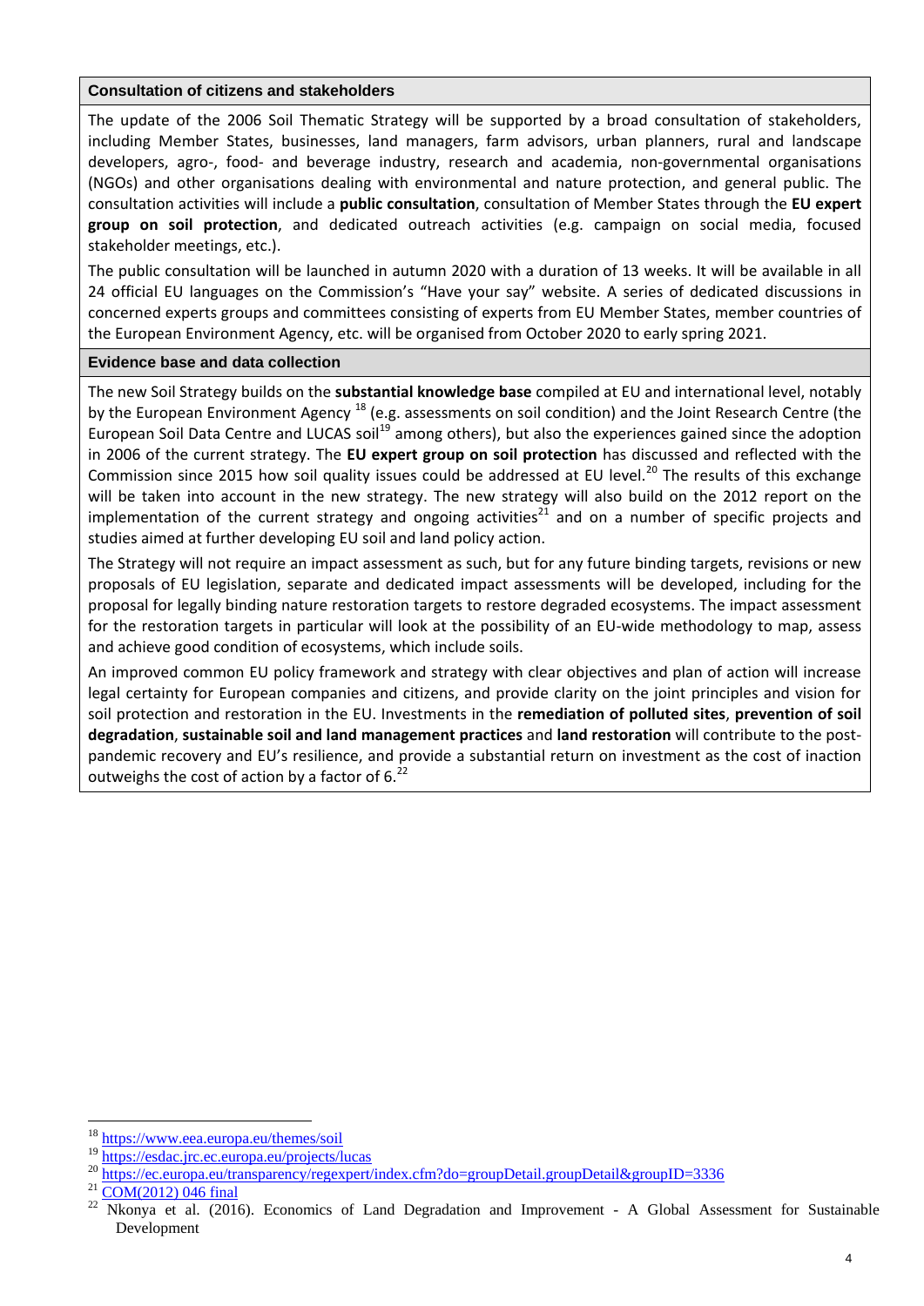### Consultation of citizens and stakeholders

The update of the 2006 Soil Thematic Strategy will be supported by a broad consultation of stakeholders, including Member States, businesses, land managers, farm advisors, urban planners, rural and landscape developers, agro-, food- and beverage industry, research and academia, non-governmental organisations (NGOs) and other organisations dealing with environmental and nature protection, and general public. The consultation activities will include a **public consultation**, consultation of Member States through the **EU expert group on soil protection**, and dedicated outreach activities (e.g. campaign on social media, focused stakeholder meetings, etc.).

The public consultation will be launched in autumn 2020 with a duration of 13 weeks. It will be available in all 24 official EU languages on the Commission's "Have your say" website. A series of dedicated discussions in concerned experts groups and committees consisting of experts from EU Member States, member countries of the European Environment Agency, etc. will be organised from October 2020 to early spring 2021.

### Evidence base and data collection

The new Soil Strategy builds on the **substantial knowledge base** compiled at EU and international level, notably by the European Environment Agency [18] (e.g. assessments on soil condition) and the Joint Research Centre (the European Soil Data Centre and LUCAS soil[19] among others), but also the experiences gained since the adoption in 2006 of the current strategy. The **EU expert group on soil protection** has discussed and reflected with the Commission since 2015 how soil quality issues could be addressed at EU level.[20] The results of this exchange will be taken into account in the new strategy. The new strategy will also build on the 2012 report on the implementation of the current strategy and ongoing activities[21] and on a number of specific projects and studies aimed at further developing EU soil and land policy action.

The Strategy will not require an impact assessment as such, but for any future binding targets, revisions or new proposals of EU legislation, separate and dedicated impact assessments will be developed, including for the proposal for legally binding nature restoration targets to restore degraded ecosystems. The impact assessment for the restoration targets in particular will look at the possibility of an EU-wide methodology to map, assess and achieve good condition of ecosystems, which include soils.

An improved common EU policy framework and strategy with clear objectives and plan of action will increase legal certainty for European companies and citizens, and provide clarity on the joint principles and vision for soil protection and restoration in the EU. Investments in the **remediation of polluted sites**, **prevention of soil degradation**, **sustainable soil and land management practices** and **land restoration** will contribute to the post-pandemic recovery and EU's resilience, and provide a substantial return on investment as the cost of inaction outweighs the cost of action by a factor of 6.[22]

---

[18] https://www.eea.europa.eu/themes/soil

[19] https://esdac.jrc.ec.europa.eu/projects/lucas

[20] https://ec.europa.eu/transparency/regexpert/index.cfm?do=groupDetail.groupDetail&groupID=3336

[21] COM(2012) 046 final

[22] Nkonya et al. (2016). Economics of Land Degradation and Improvement - A Global Assessment for Sustainable Development